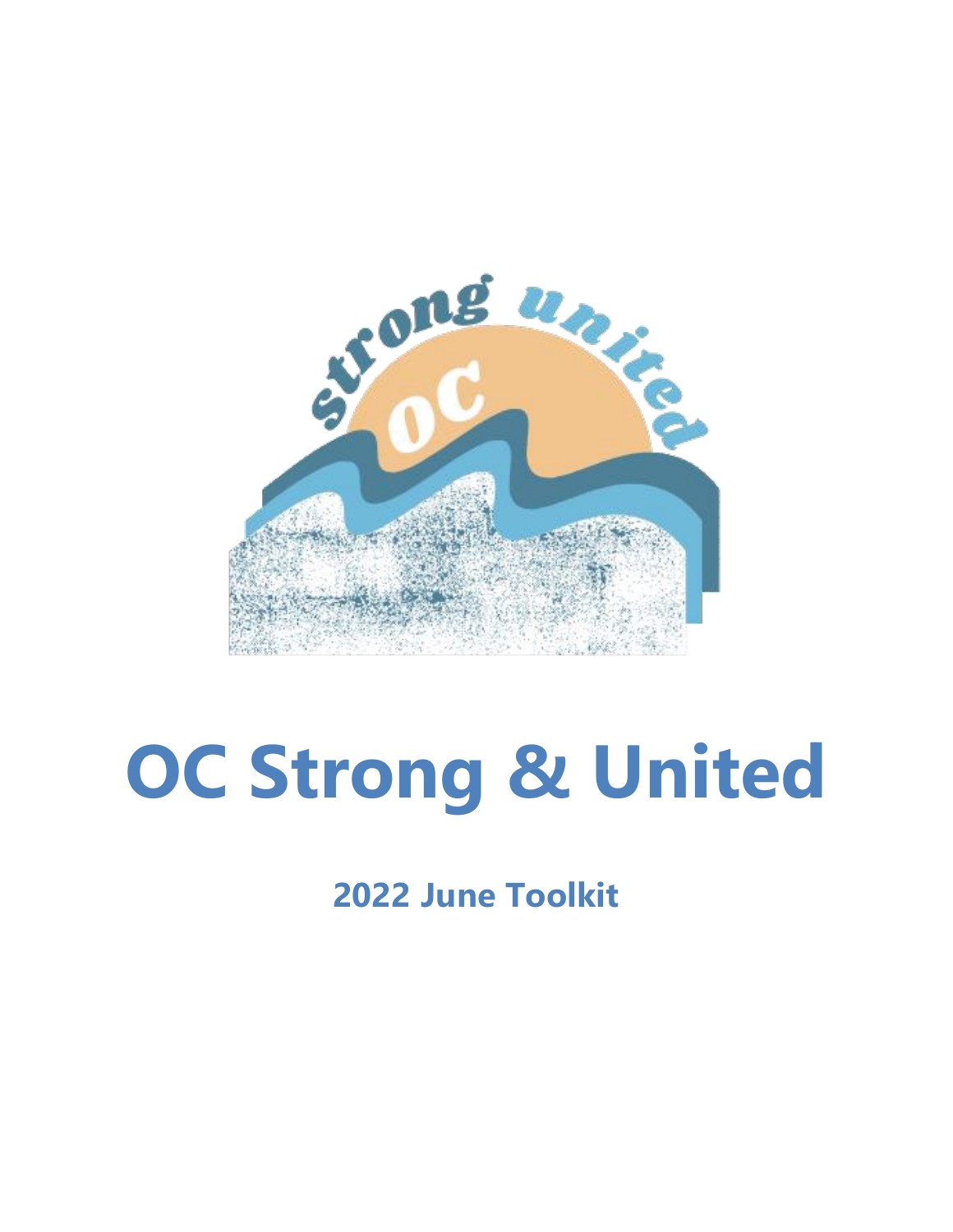# OC Strong & United

## 2022 June Toolkit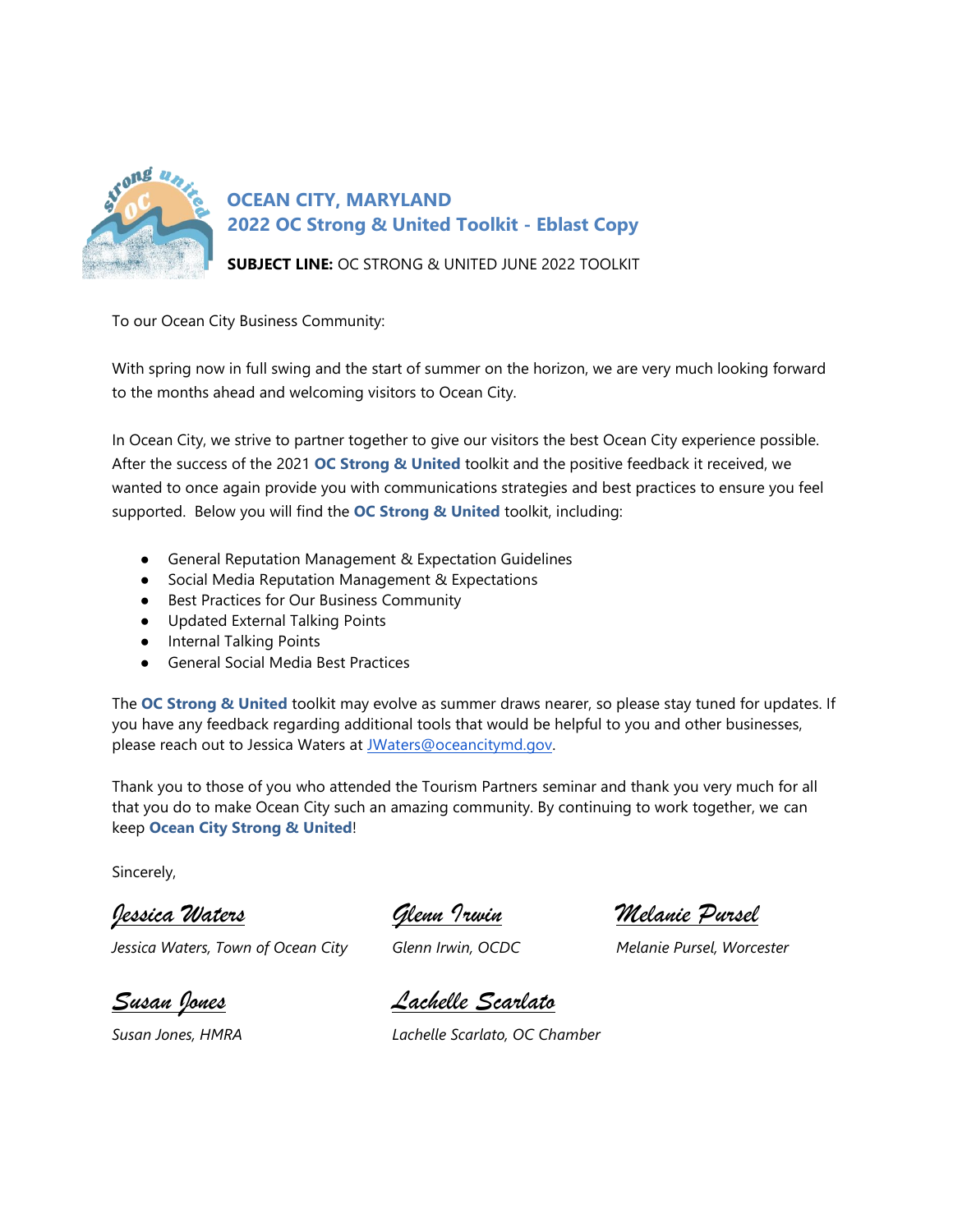# OCEAN CITY, MARYLAND
## 2022 OC Strong & United Toolkit - Eblast Copy

**SUBJECT LINE:** OC STRONG & UNITED JUNE 2022 TOOLKIT

To our Ocean City Business Community:

With spring now in full swing and the start of summer on the horizon, we are very much looking forward to the months ahead and welcoming visitors to Ocean City.

In Ocean City, we strive to partner together to give our visitors the best Ocean City experience possible. After the success of the 2021 **OC Strong & United** toolkit and the positive feedback it received, we wanted to once again provide you with communications strategies and best practices to ensure you feel supported. Below you will find the **OC Strong & United** toolkit, including:

- General Reputation Management & Expectation Guidelines
- Social Media Reputation Management & Expectations
- Best Practices for Our Business Community
- Updated External Talking Points
- Internal Talking Points
- General Social Media Best Practices

The **OC Strong & United** toolkit may evolve as summer draws nearer, so please stay tuned for updates. If you have any feedback regarding additional tools that would be helpful to you and other businesses, please reach out to Jessica Waters at JWaters@oceancitymd.gov.

Thank you to those of you who attended the Tourism Partners seminar and thank you very much for all that you do to make Ocean City such an amazing community. By continuing to work together, we can keep **Ocean City Strong & United**!

Sincerely,

Jessica Waters
*Jessica Waters, Town of Ocean City*

Glenn Irwin
*Glenn Irwin, OCDC*

Melanie Pursel
*Melanie Pursel, Worcester*

Susan Jones
*Susan Jones, HMRA*

Lachelle Scarlato
*Lachelle Scarlato, OC Chamber*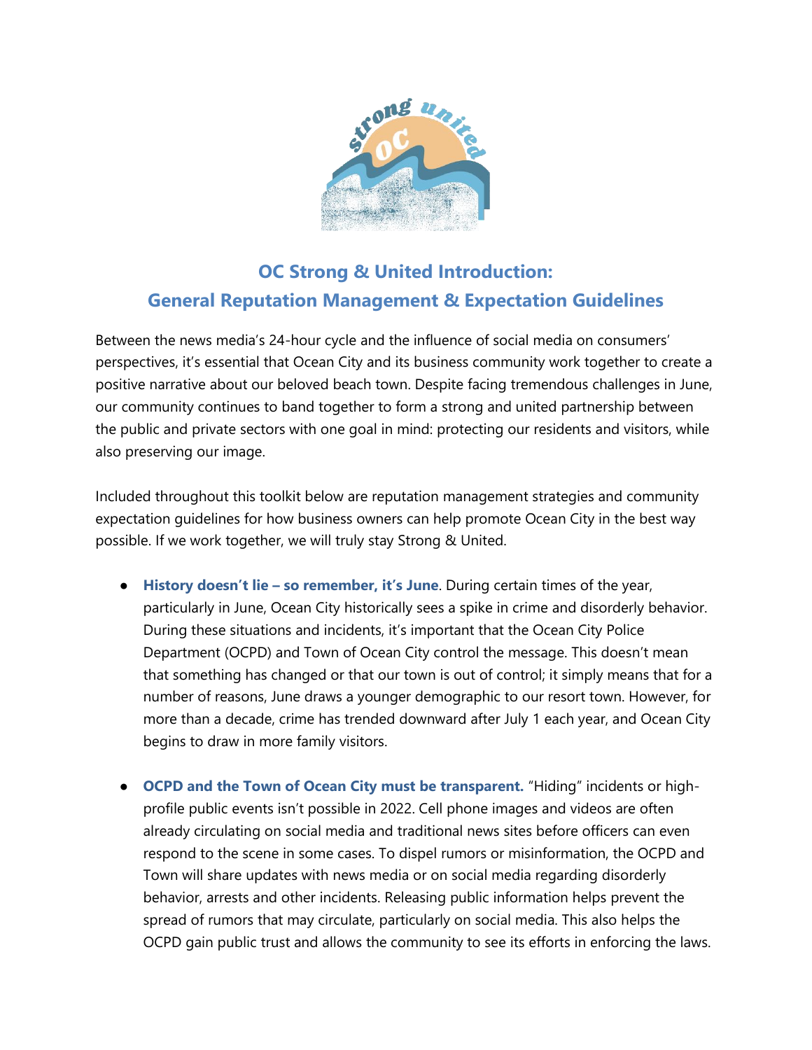## OC Strong & United Introduction:
## General Reputation Management & Expectation Guidelines

Between the news media's 24-hour cycle and the influence of social media on consumers' perspectives, it's essential that Ocean City and its business community work together to create a positive narrative about our beloved beach town. Despite facing tremendous challenges in June, our community continues to band together to form a strong and united partnership between the public and private sectors with one goal in mind: protecting our residents and visitors, while also preserving our image.

Included throughout this toolkit below are reputation management strategies and community expectation guidelines for how business owners can help promote Ocean City in the best way possible. If we work together, we will truly stay Strong & United.

- **History doesn't lie – so remember, it's June**. During certain times of the year, particularly in June, Ocean City historically sees a spike in crime and disorderly behavior. During these situations and incidents, it's important that the Ocean City Police Department (OCPD) and Town of Ocean City control the message. This doesn't mean that something has changed or that our town is out of control; it simply means that for a number of reasons, June draws a younger demographic to our resort town. However, for more than a decade, crime has trended downward after July 1 each year, and Ocean City begins to draw in more family visitors.

- **OCPD and the Town of Ocean City must be transparent.** "Hiding" incidents or high-profile public events isn't possible in 2022. Cell phone images and videos are often already circulating on social media and traditional news sites before officers can even respond to the scene in some cases. To dispel rumors or misinformation, the OCPD and Town will share updates with news media or on social media regarding disorderly behavior, arrests and other incidents. Releasing public information helps prevent the spread of rumors that may circulate, particularly on social media. This also helps the OCPD gain public trust and allows the community to see its efforts in enforcing the laws.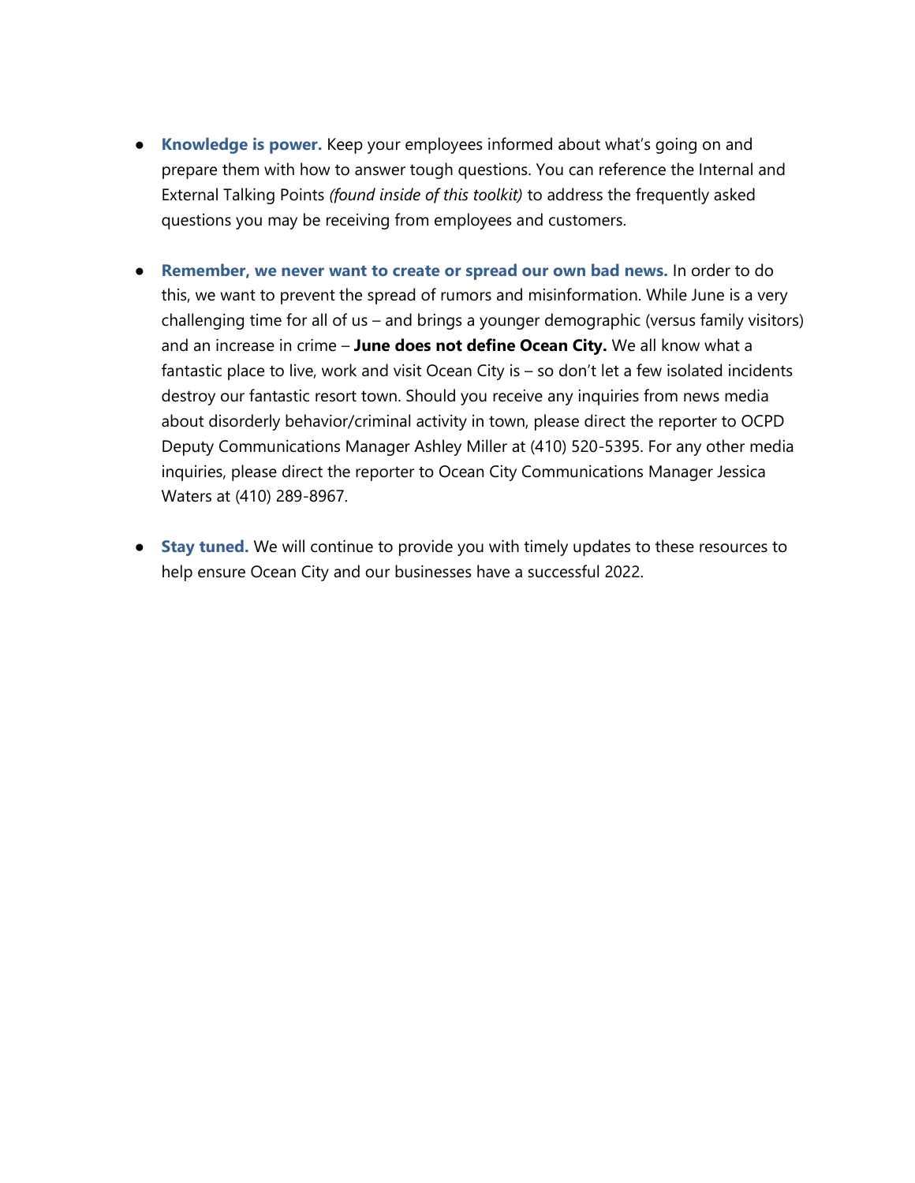- **Knowledge is power.** Keep your employees informed about what's going on and prepare them with how to answer tough questions. You can reference the Internal and External Talking Points *(found inside of this toolkit)* to address the frequently asked questions you may be receiving from employees and customers.

- **Remember, we never want to create or spread our own bad news.** In order to do this, we want to prevent the spread of rumors and misinformation. While June is a very challenging time for all of us – and brings a younger demographic (versus family visitors) and an increase in crime – **June does not define Ocean City.** We all know what a fantastic place to live, work and visit Ocean City is – so don't let a few isolated incidents destroy our fantastic resort town. Should you receive any inquiries from news media about disorderly behavior/criminal activity in town, please direct the reporter to OCPD Deputy Communications Manager Ashley Miller at (410) 520-5395. For any other media inquiries, please direct the reporter to Ocean City Communications Manager Jessica Waters at (410) 289-8967.

- **Stay tuned.** We will continue to provide you with timely updates to these resources to help ensure Ocean City and our businesses have a successful 2022.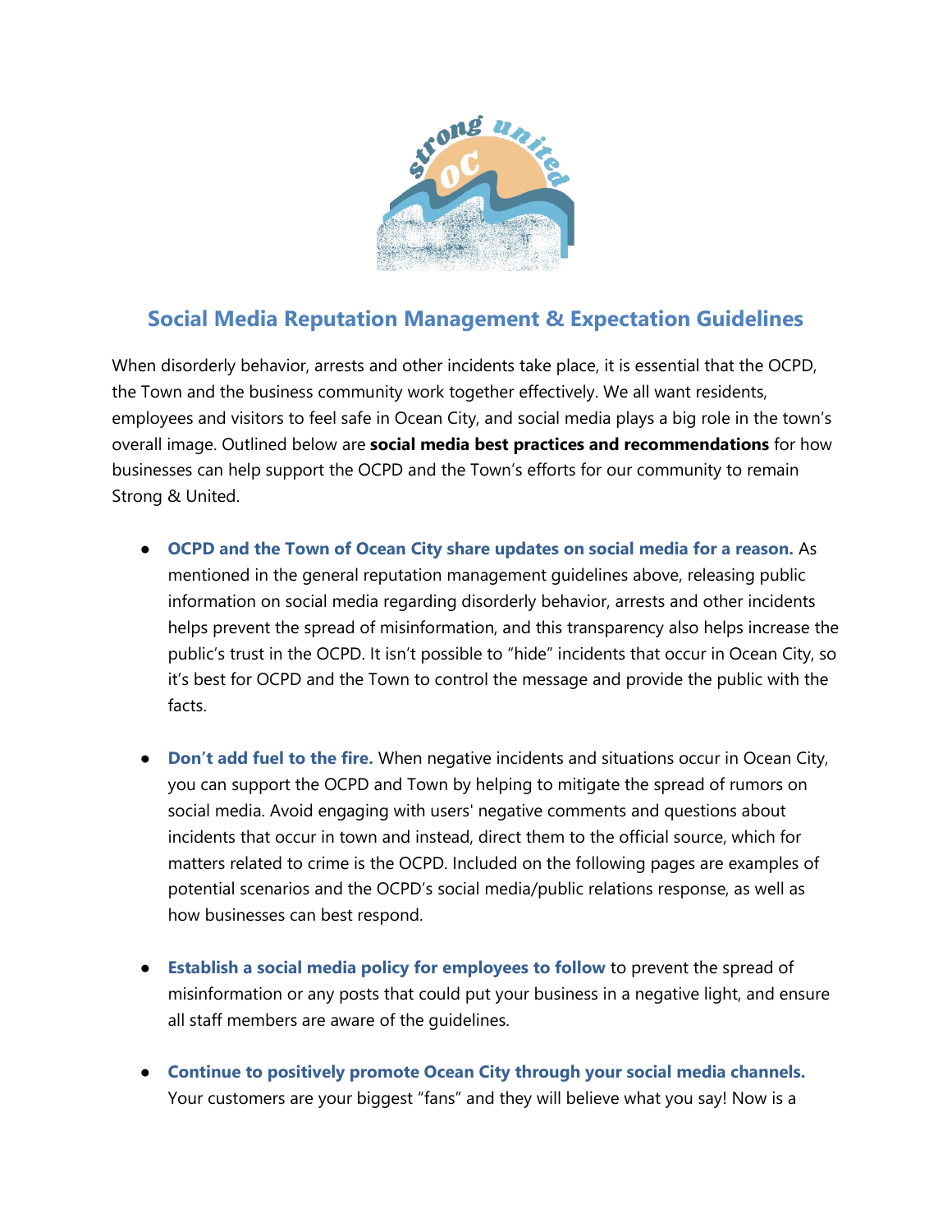## Social Media Reputation Management & Expectation Guidelines

When disorderly behavior, arrests and other incidents take place, it is essential that the OCPD, the Town and the business community work together effectively. We all want residents, employees and visitors to feel safe in Ocean City, and social media plays a big role in the town's overall image. Outlined below are **social media best practices and recommendations** for how businesses can help support the OCPD and the Town's efforts for our community to remain Strong & United.

- **OCPD and the Town of Ocean City share updates on social media for a reason.** As mentioned in the general reputation management guidelines above, releasing public information on social media regarding disorderly behavior, arrests and other incidents helps prevent the spread of misinformation, and this transparency also helps increase the public's trust in the OCPD. It isn't possible to "hide" incidents that occur in Ocean City, so it's best for OCPD and the Town to control the message and provide the public with the facts.

- **Don't add fuel to the fire.** When negative incidents and situations occur in Ocean City, you can support the OCPD and Town by helping to mitigate the spread of rumors on social media. Avoid engaging with users' negative comments and questions about incidents that occur in town and instead, direct them to the official source, which for matters related to crime is the OCPD. Included on the following pages are examples of potential scenarios and the OCPD's social media/public relations response, as well as how businesses can best respond.

- **Establish a social media policy for employees to follow** to prevent the spread of misinformation or any posts that could put your business in a negative light, and ensure all staff members are aware of the guidelines.

- **Continue to positively promote Ocean City through your social media channels.** Your customers are your biggest "fans" and they will believe what you say! Now is a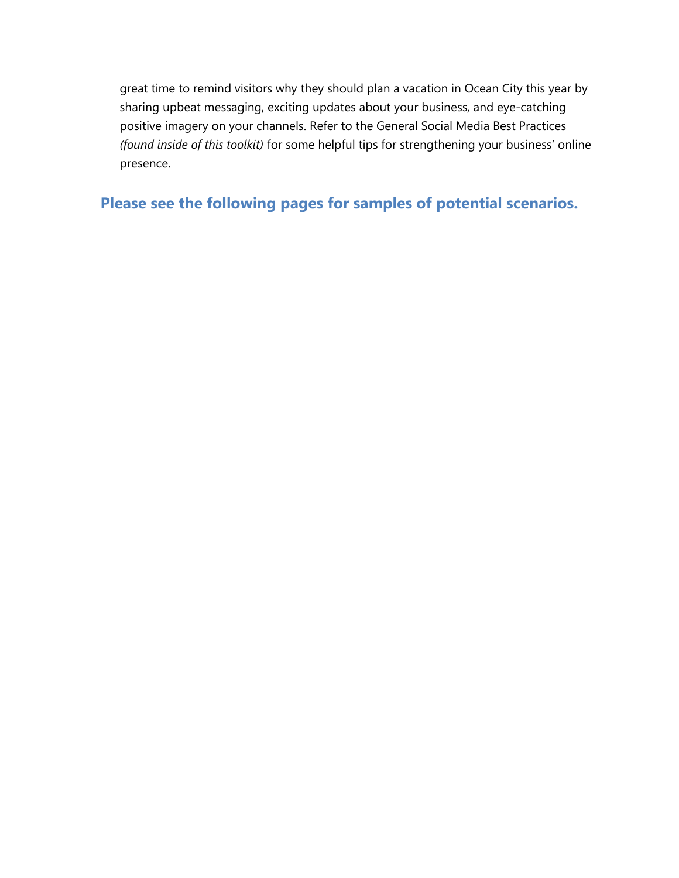great time to remind visitors why they should plan a vacation in Ocean City this year by sharing upbeat messaging, exciting updates about your business, and eye-catching positive imagery on your channels. Refer to the General Social Media Best Practices *(found inside of this toolkit)* for some helpful tips for strengthening your business' online presence.

**Please see the following pages for samples of potential scenarios.**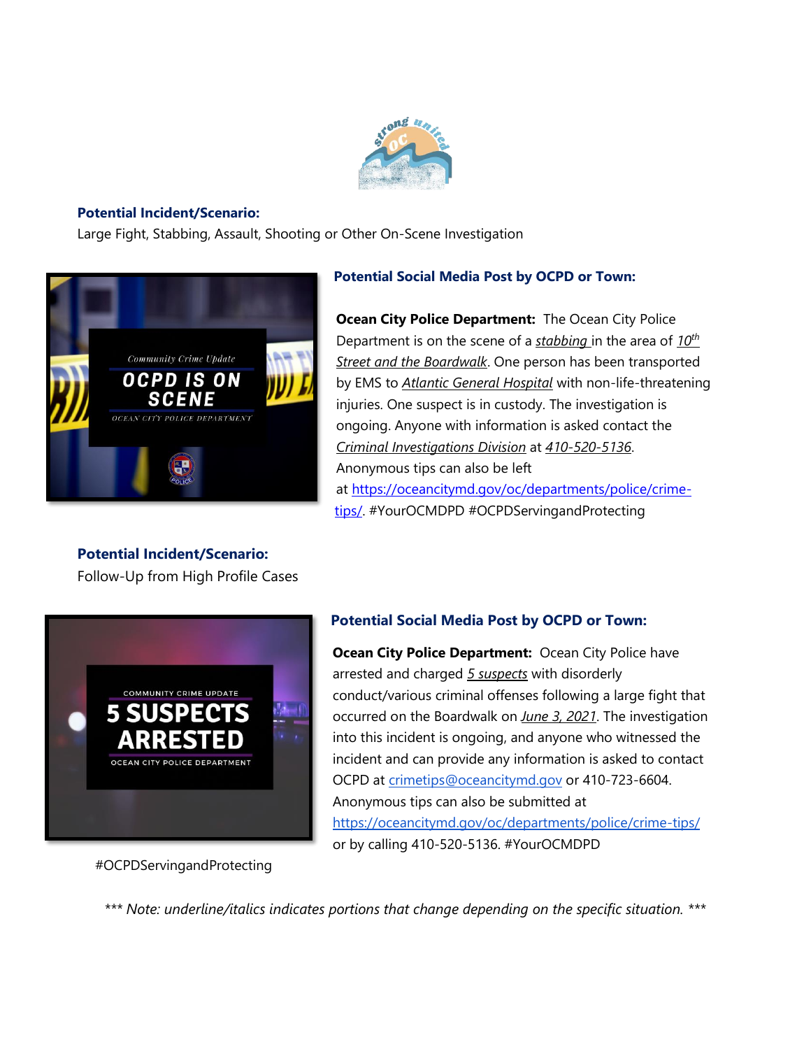**Potential Incident/Scenario:**

Large Fight, Stabbing, Assault, Shooting or Other On-Scene Investigation

**Potential Social Media Post by OCPD or Town:**

**Ocean City Police Department:** The Ocean City Police Department is on the scene of a *stabbing* in the area of *10th Street and the Boardwalk*. One person has been transported by EMS to *Atlantic General Hospital* with non-life-threatening injuries. One suspect is in custody. The investigation is ongoing. Anyone with information is asked contact the *Criminal Investigations Division* at *410-520-5136*. Anonymous tips can also be left at https://oceancitymd.gov/oc/departments/police/crime-tips/. #YourOCMDPD #OCPDServingandProtecting

**Potential Incident/Scenario:**

Follow-Up from High Profile Cases

**Potential Social Media Post by OCPD or Town:**

**Ocean City Police Department:** Ocean City Police have arrested and charged *5 suspects* with disorderly conduct/various criminal offenses following a large fight that occurred on the Boardwalk on *June 3, 2021*. The investigation into this incident is ongoing, and anyone who witnessed the incident and can provide any information is asked to contact OCPD at crimetips@oceancitymd.gov or 410-723-6604. Anonymous tips can also be submitted at https://oceancitymd.gov/oc/departments/police/crime-tips/ or by calling 410-520-5136. #YourOCMDPD #OCPDServingandProtecting

*\*\*\* Note: underline/italics indicates portions that change depending on the specific situation. \*\*\**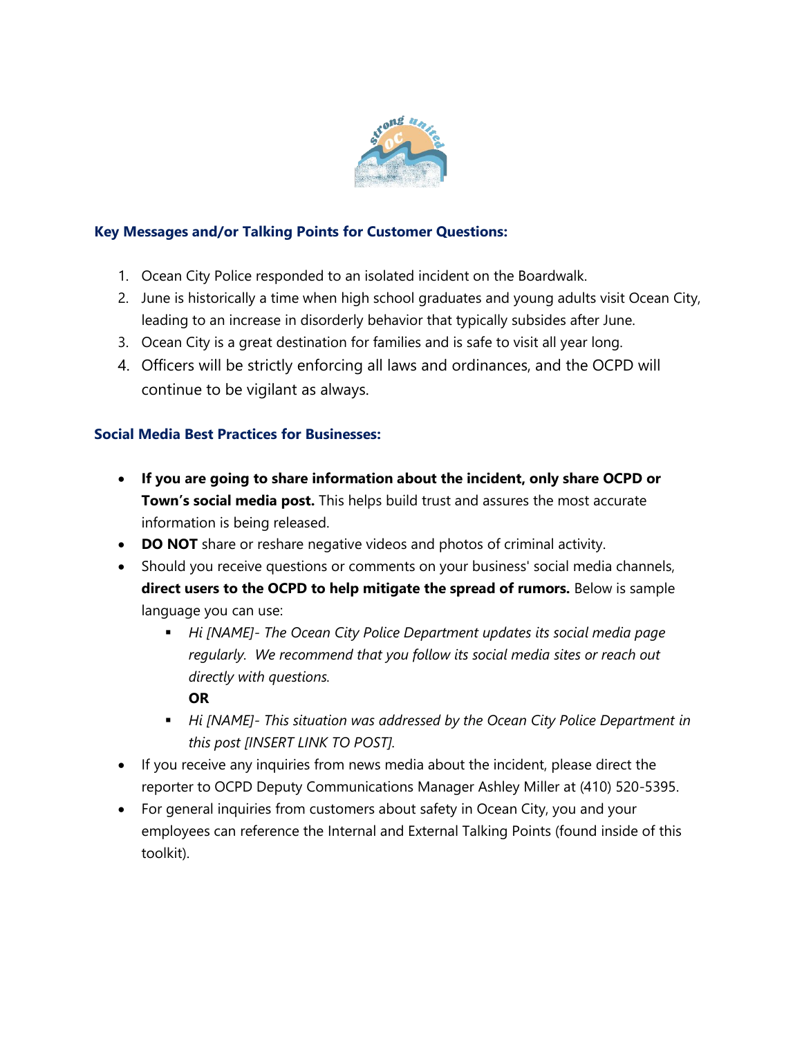### Key Messages and/or Talking Points for Customer Questions:

1. Ocean City Police responded to an isolated incident on the Boardwalk.
2. June is historically a time when high school graduates and young adults visit Ocean City, leading to an increase in disorderly behavior that typically subsides after June.
3. Ocean City is a great destination for families and is safe to visit all year long.
4. Officers will be strictly enforcing all laws and ordinances, and the OCPD will continue to be vigilant as always.

### Social Media Best Practices for Businesses:

- **If you are going to share information about the incident, only share OCPD or Town's social media post.** This helps build trust and assures the most accurate information is being released.
- **DO NOT** share or reshare negative videos and photos of criminal activity.
- Should you receive questions or comments on your business' social media channels, **direct users to the OCPD to help mitigate the spread of rumors.** Below is sample language you can use:
  - *Hi [NAME]- The Ocean City Police Department updates its social media page regularly. We recommend that you follow its social media sites or reach out directly with questions.*
    **OR**
  - *Hi [NAME]- This situation was addressed by the Ocean City Police Department in this post [INSERT LINK TO POST].*
- If you receive any inquiries from news media about the incident, please direct the reporter to OCPD Deputy Communications Manager Ashley Miller at (410) 520-5395.
- For general inquiries from customers about safety in Ocean City, you and your employees can reference the Internal and External Talking Points (found inside of this toolkit).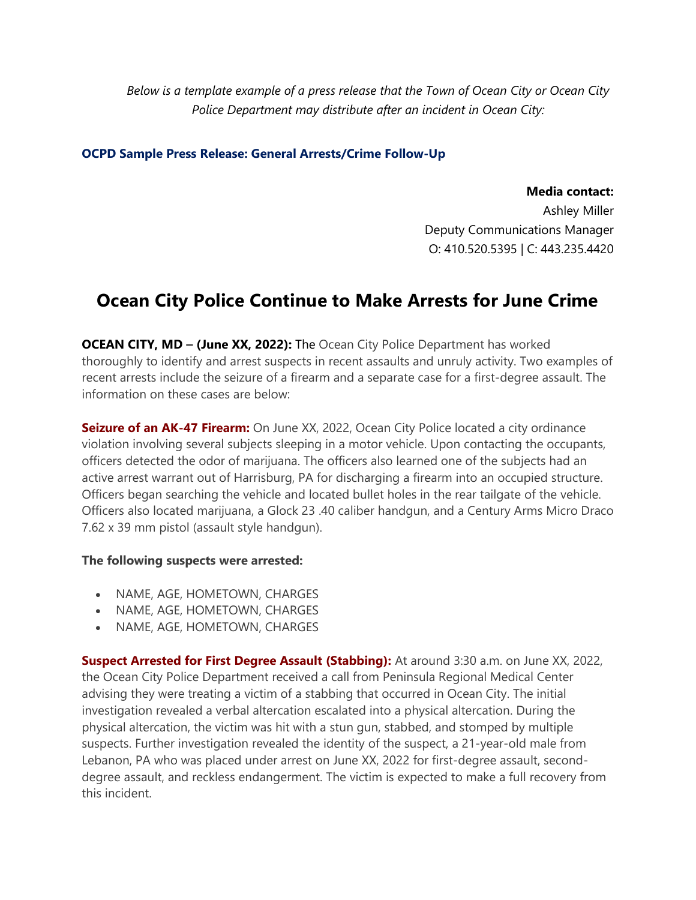*Below is a template example of a press release that the Town of Ocean City or Ocean City Police Department may distribute after an incident in Ocean City:*

### OCPD Sample Press Release: General Arrests/Crime Follow-Up

**Media contact:**
Ashley Miller
Deputy Communications Manager
O: 410.520.5395 | C: 443.235.4420

## Ocean City Police Continue to Make Arrests for June Crime

**OCEAN CITY, MD – (June XX, 2022):** The Ocean City Police Department has worked thoroughly to identify and arrest suspects in recent assaults and unruly activity. Two examples of recent arrests include the seizure of a firearm and a separate case for a first-degree assault. The information on these cases are below:

**Seizure of an AK-47 Firearm:** On June XX, 2022, Ocean City Police located a city ordinance violation involving several subjects sleeping in a motor vehicle. Upon contacting the occupants, officers detected the odor of marijuana. The officers also learned one of the subjects had an active arrest warrant out of Harrisburg, PA for discharging a firearm into an occupied structure. Officers began searching the vehicle and located bullet holes in the rear tailgate of the vehicle. Officers also located marijuana, a Glock 23 .40 caliber handgun, and a Century Arms Micro Draco 7.62 x 39 mm pistol (assault style handgun).

**The following suspects were arrested:**

- NAME, AGE, HOMETOWN, CHARGES
- NAME, AGE, HOMETOWN, CHARGES
- NAME, AGE, HOMETOWN, CHARGES

**Suspect Arrested for First Degree Assault (Stabbing):** At around 3:30 a.m. on June XX, 2022, the Ocean City Police Department received a call from Peninsula Regional Medical Center advising they were treating a victim of a stabbing that occurred in Ocean City. The initial investigation revealed a verbal altercation escalated into a physical altercation. During the physical altercation, the victim was hit with a stun gun, stabbed, and stomped by multiple suspects. Further investigation revealed the identity of the suspect, a 21-year-old male from Lebanon, PA who was placed under arrest on June XX, 2022 for first-degree assault, second-degree assault, and reckless endangerment. The victim is expected to make a full recovery from this incident.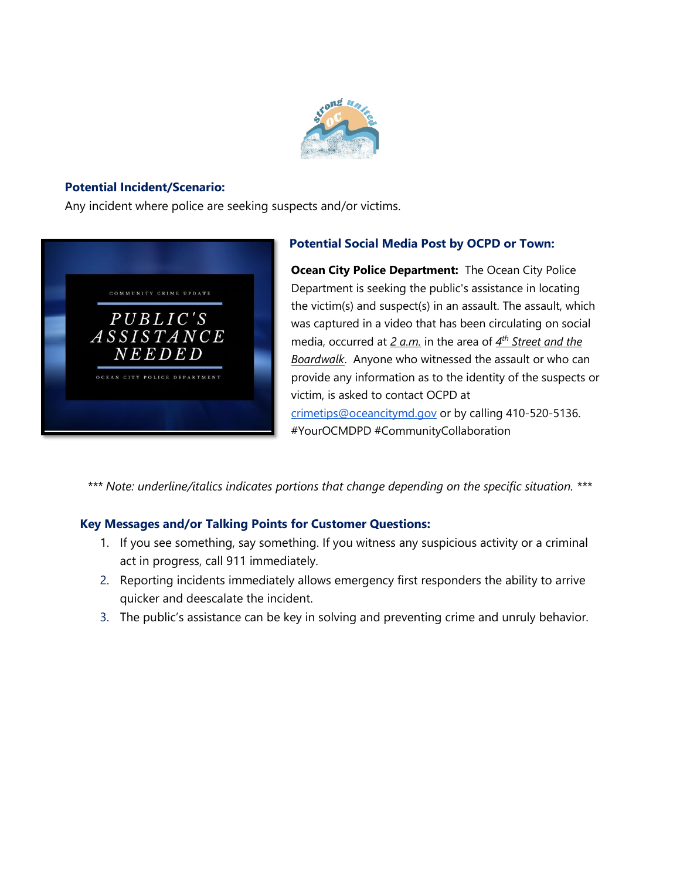**Potential Incident/Scenario:**

Any incident where police are seeking suspects and/or victims.

**Potential Social Media Post by OCPD or Town:**

**Ocean City Police Department:** The Ocean City Police Department is seeking the public's assistance in locating the victim(s) and suspect(s) in an assault. The assault, which was captured in a video that has been circulating on social media, occurred at *2 a.m.* in the area of *4th Street and the Boardwalk*. Anyone who witnessed the assault or who can provide any information as to the identity of the suspects or victim, is asked to contact OCPD at crimetips@oceancitymd.gov or by calling 410-520-5136. #YourOCMDPD #CommunityCollaboration

*** *Note: underline/italics indicates portions that change depending on the specific situation.* ***

**Key Messages and/or Talking Points for Customer Questions:**

1. If you see something, say something. If you witness any suspicious activity or a criminal act in progress, call 911 immediately.
2. Reporting incidents immediately allows emergency first responders the ability to arrive quicker and deescalate the incident.
3. The public's assistance can be key in solving and preventing crime and unruly behavior.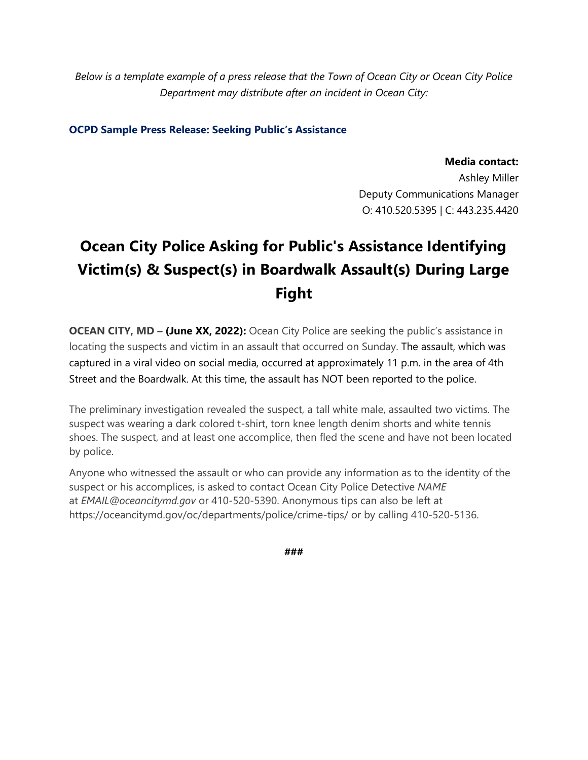*Below is a template example of a press release that the Town of Ocean City or Ocean City Police Department may distribute after an incident in Ocean City:*

**OCPD Sample Press Release: Seeking Public's Assistance**

**Media contact:**
Ashley Miller
Deputy Communications Manager
O: 410.520.5395 | C: 443.235.4420

# Ocean City Police Asking for Public's Assistance Identifying Victim(s) & Suspect(s) in Boardwalk Assault(s) During Large Fight

**OCEAN CITY, MD – (June XX, 2022):** Ocean City Police are seeking the public's assistance in locating the suspects and victim in an assault that occurred on Sunday. The assault, which was captured in a viral video on social media, occurred at approximately 11 p.m. in the area of 4th Street and the Boardwalk. At this time, the assault has NOT been reported to the police.

The preliminary investigation revealed the suspect, a tall white male, assaulted two victims. The suspect was wearing a dark colored t-shirt, torn knee length denim shorts and white tennis shoes. The suspect, and at least one accomplice, then fled the scene and have not been located by police.

Anyone who witnessed the assault or who can provide any information as to the identity of the suspect or his accomplices, is asked to contact Ocean City Police Detective *NAME* at *EMAIL@oceancitymd.gov* or 410-520-5390. Anonymous tips can also be left at https://oceancitymd.gov/oc/departments/police/crime-tips/ or by calling 410-520-5136.

**###**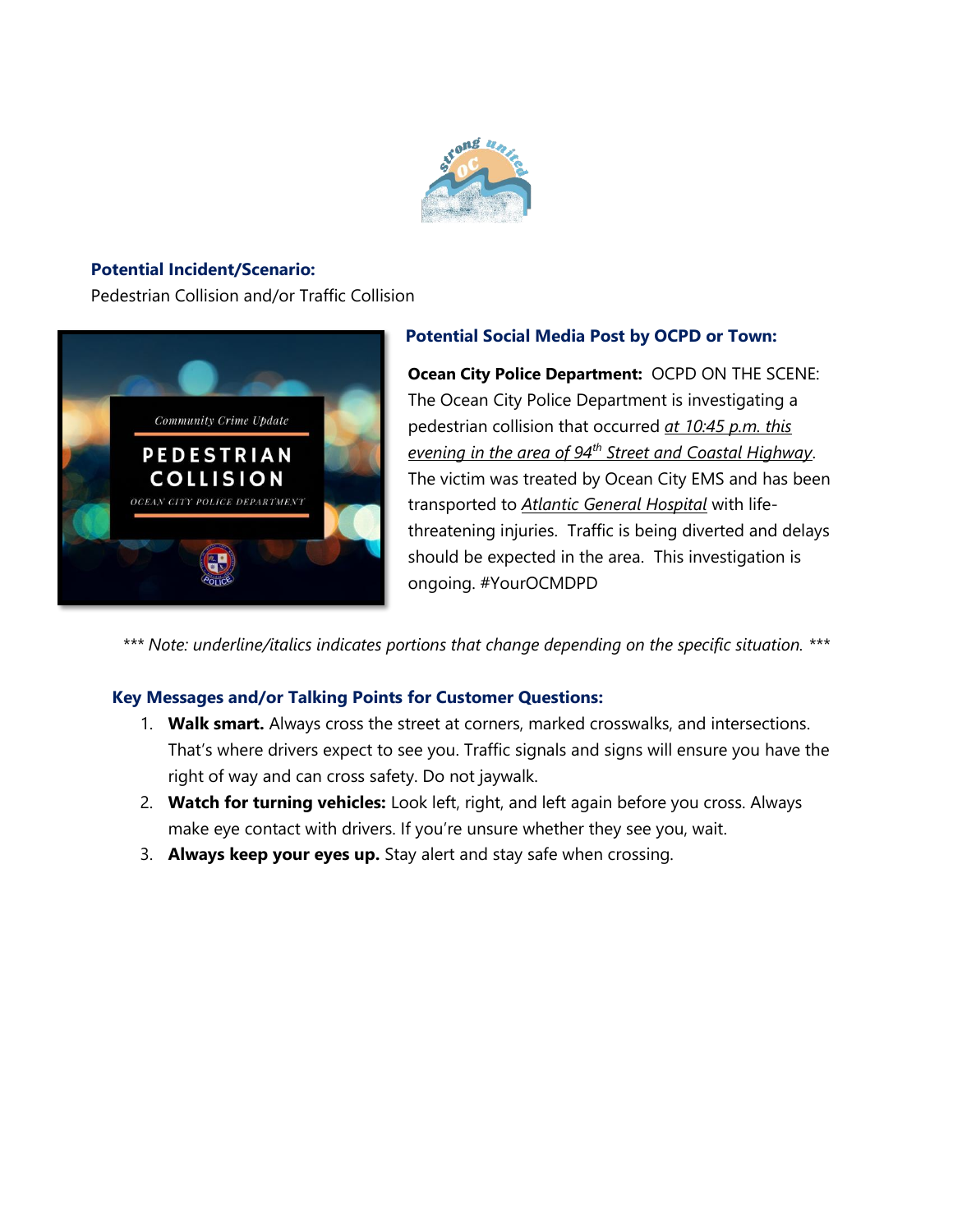**Potential Incident/Scenario:**

Pedestrian Collision and/or Traffic Collision

**Potential Social Media Post by OCPD or Town:**

**Ocean City Police Department:** OCPD ON THE SCENE: The Ocean City Police Department is investigating a pedestrian collision that occurred *at 10:45 p.m. this evening in the area of 94th Street and Coastal Highway*. The victim was treated by Ocean City EMS and has been transported to *Atlantic General Hospital* with life-threatening injuries. Traffic is being diverted and delays should be expected in the area. This investigation is ongoing. #YourOCMDPD

*\*\*\* Note: underline/italics indicates portions that change depending on the specific situation. \*\*\**

**Key Messages and/or Talking Points for Customer Questions:**

1. **Walk smart.** Always cross the street at corners, marked crosswalks, and intersections. That's where drivers expect to see you. Traffic signals and signs will ensure you have the right of way and can cross safety. Do not jaywalk.
2. **Watch for turning vehicles:** Look left, right, and left again before you cross. Always make eye contact with drivers. If you're unsure whether they see you, wait.
3. **Always keep your eyes up.** Stay alert and stay safe when crossing.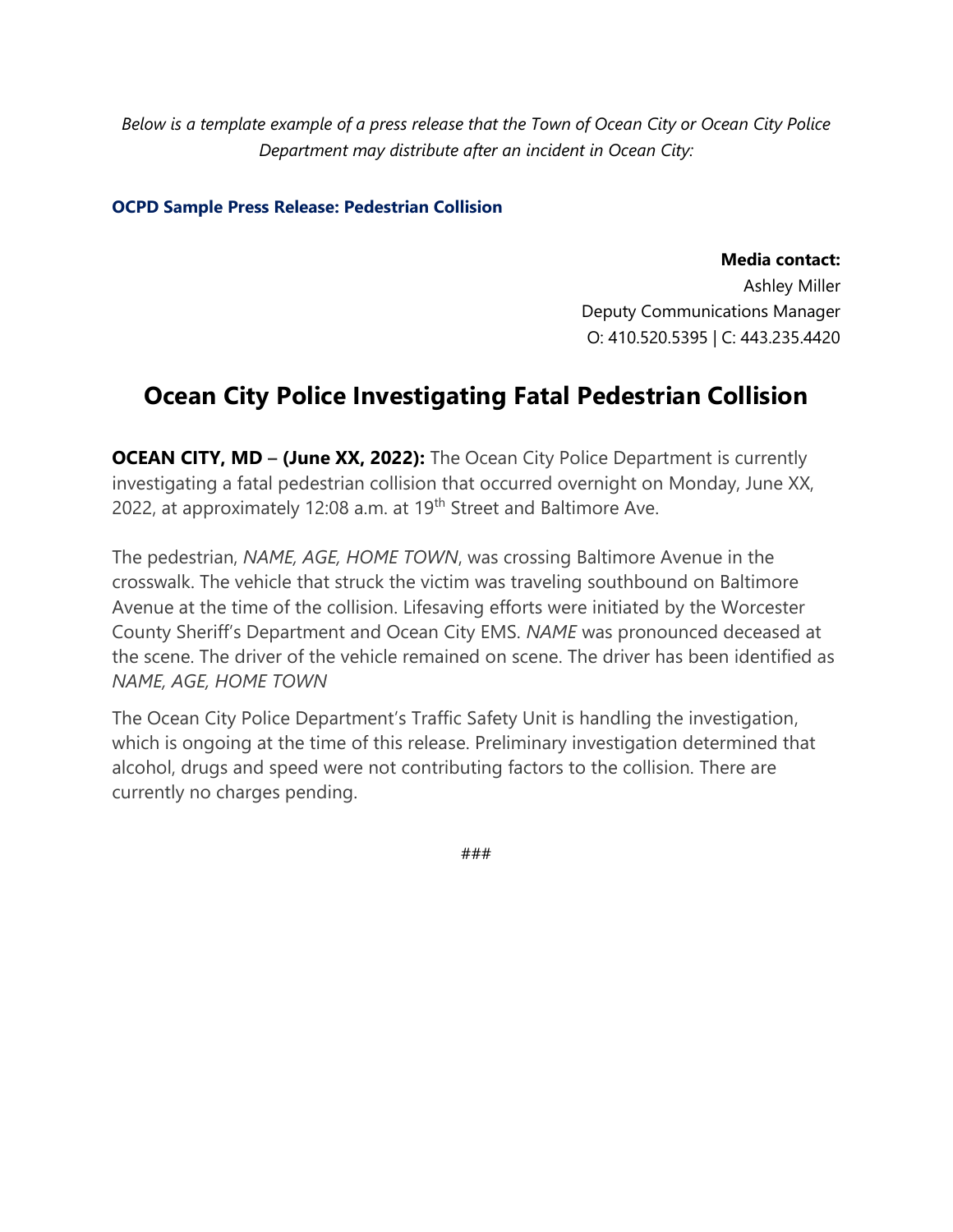*Below is a template example of a press release that the Town of Ocean City or Ocean City Police Department may distribute after an incident in Ocean City:*

**OCPD Sample Press Release: Pedestrian Collision**

**Media contact:**
Ashley Miller
Deputy Communications Manager
O: 410.520.5395 | C: 443.235.4420

# Ocean City Police Investigating Fatal Pedestrian Collision

**OCEAN CITY, MD – (June XX, 2022):** The Ocean City Police Department is currently investigating a fatal pedestrian collision that occurred overnight on Monday, June XX, 2022, at approximately 12:08 a.m. at 19th Street and Baltimore Ave.

The pedestrian, *NAME, AGE, HOME TOWN*, was crossing Baltimore Avenue in the crosswalk. The vehicle that struck the victim was traveling southbound on Baltimore Avenue at the time of the collision. Lifesaving efforts were initiated by the Worcester County Sheriff's Department and Ocean City EMS. *NAME* was pronounced deceased at the scene. The driver of the vehicle remained on scene. The driver has been identified as *NAME, AGE, HOME TOWN*

The Ocean City Police Department's Traffic Safety Unit is handling the investigation, which is ongoing at the time of this release. Preliminary investigation determined that alcohol, drugs and speed were not contributing factors to the collision. There are currently no charges pending.

###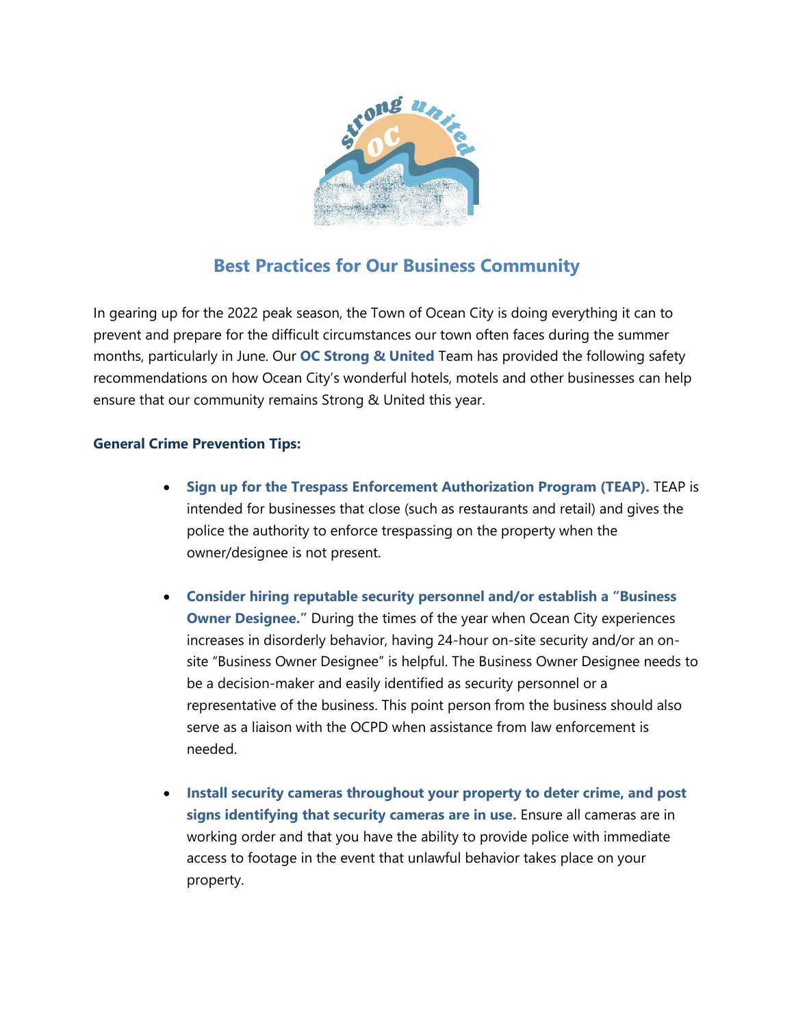## Best Practices for Our Business Community

In gearing up for the 2022 peak season, the Town of Ocean City is doing everything it can to prevent and prepare for the difficult circumstances our town often faces during the summer months, particularly in June. Our **OC Strong & United** Team has provided the following safety recommendations on how Ocean City's wonderful hotels, motels and other businesses can help ensure that our community remains Strong & United this year.

**General Crime Prevention Tips:**

- **Sign up for the Trespass Enforcement Authorization Program (TEAP).** TEAP is intended for businesses that close (such as restaurants and retail) and gives the police the authority to enforce trespassing on the property when the owner/designee is not present.

- **Consider hiring reputable security personnel and/or establish a "Business Owner Designee."** During the times of the year when Ocean City experiences increases in disorderly behavior, having 24-hour on-site security and/or an on-site "Business Owner Designee" is helpful. The Business Owner Designee needs to be a decision-maker and easily identified as security personnel or a representative of the business. This point person from the business should also serve as a liaison with the OCPD when assistance from law enforcement is needed.

- **Install security cameras throughout your property to deter crime, and post signs identifying that security cameras are in use.** Ensure all cameras are in working order and that you have the ability to provide police with immediate access to footage in the event that unlawful behavior takes place on your property.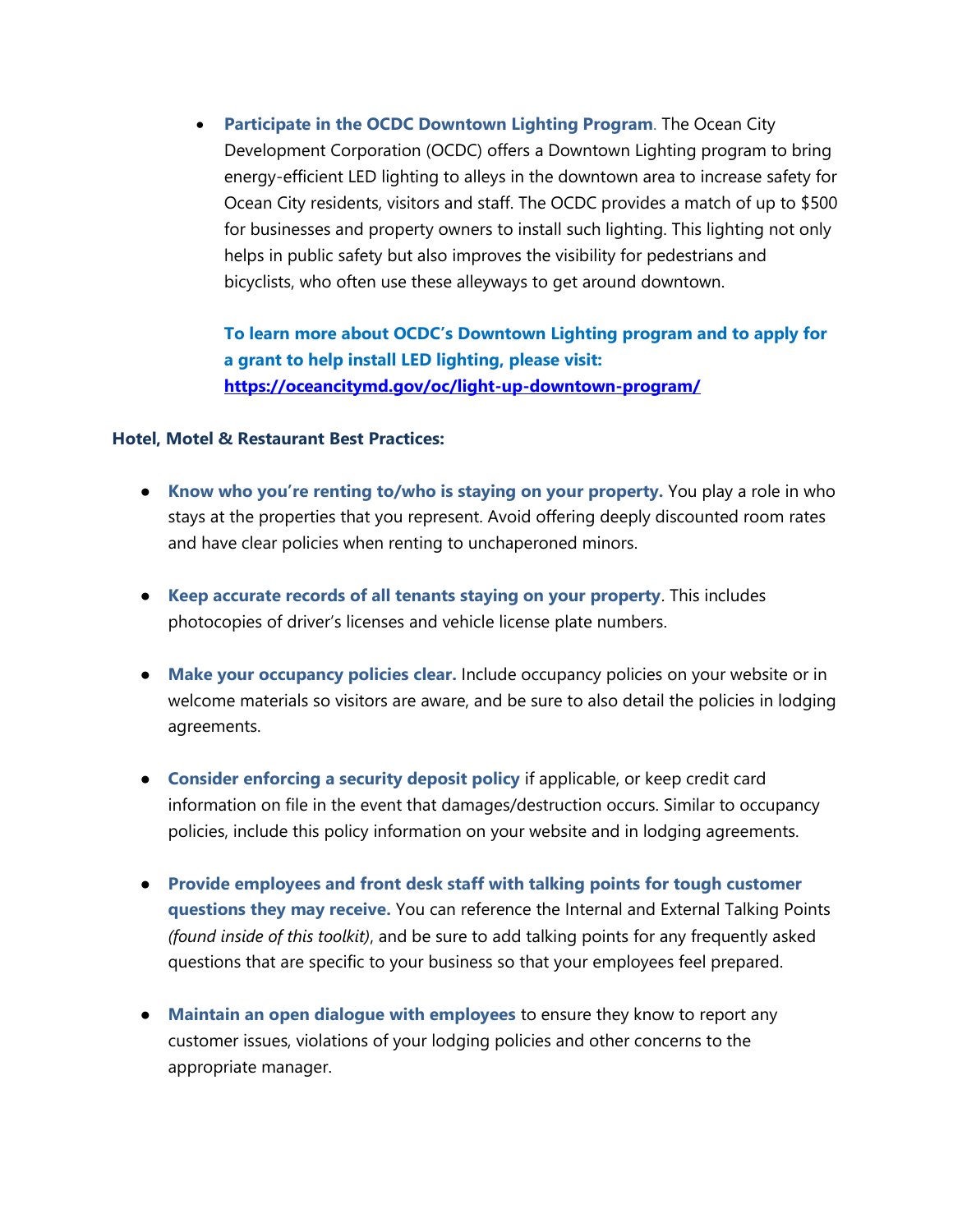- **Participate in the OCDC Downtown Lighting Program**. The Ocean City Development Corporation (OCDC) offers a Downtown Lighting program to bring energy-efficient LED lighting to alleys in the downtown area to increase safety for Ocean City residents, visitors and staff. The OCDC provides a match of up to $500 for businesses and property owners to install such lighting. This lighting not only helps in public safety but also improves the visibility for pedestrians and bicyclists, who often use these alleyways to get around downtown.

  **To learn more about OCDC's Downtown Lighting program and to apply for a grant to help install LED lighting, please visit: [https://oceancitymd.gov/oc/light-up-downtown-program/](https://oceancitymd.gov/oc/light-up-downtown-program/)**

**Hotel, Motel & Restaurant Best Practices:**

- **Know who you're renting to/who is staying on your property.** You play a role in who stays at the properties that you represent. Avoid offering deeply discounted room rates and have clear policies when renting to unchaperoned minors.

- **Keep accurate records of all tenants staying on your property**. This includes photocopies of driver's licenses and vehicle license plate numbers.

- **Make your occupancy policies clear.** Include occupancy policies on your website or in welcome materials so visitors are aware, and be sure to also detail the policies in lodging agreements.

- **Consider enforcing a security deposit policy** if applicable, or keep credit card information on file in the event that damages/destruction occurs. Similar to occupancy policies, include this policy information on your website and in lodging agreements.

- **Provide employees and front desk staff with talking points for tough customer questions they may receive.** You can reference the Internal and External Talking Points *(found inside of this toolkit)*, and be sure to add talking points for any frequently asked questions that are specific to your business so that your employees feel prepared.

- **Maintain an open dialogue with employees** to ensure they know to report any customer issues, violations of your lodging policies and other concerns to the appropriate manager.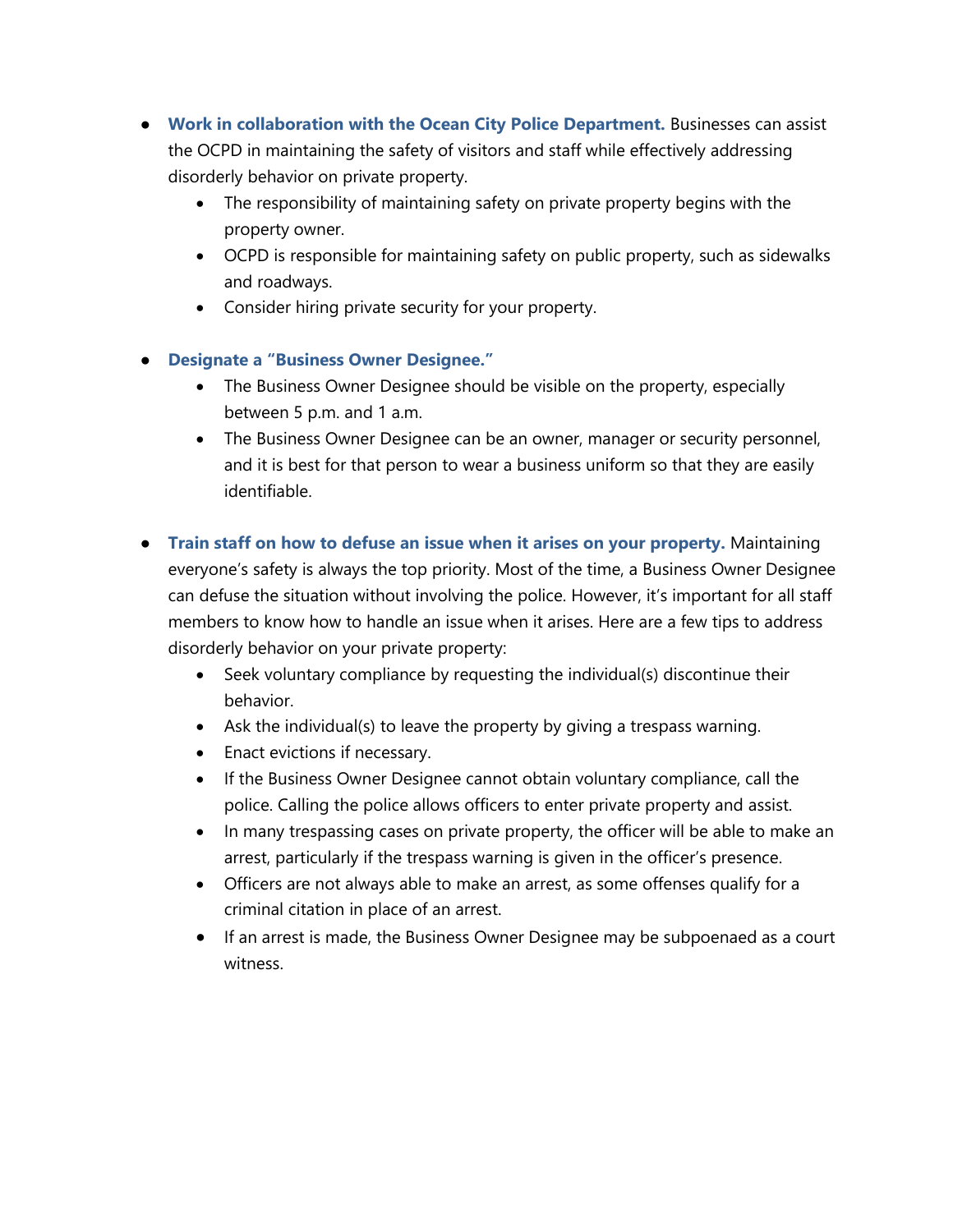- **Work in collaboration with the Ocean City Police Department.** Businesses can assist the OCPD in maintaining the safety of visitors and staff while effectively addressing disorderly behavior on private property.
    - The responsibility of maintaining safety on private property begins with the property owner.
    - OCPD is responsible for maintaining safety on public property, such as sidewalks and roadways.
    - Consider hiring private security for your property.

- **Designate a "Business Owner Designee."**
    - The Business Owner Designee should be visible on the property, especially between 5 p.m. and 1 a.m.
    - The Business Owner Designee can be an owner, manager or security personnel, and it is best for that person to wear a business uniform so that they are easily identifiable.

- **Train staff on how to defuse an issue when it arises on your property.** Maintaining everyone's safety is always the top priority. Most of the time, a Business Owner Designee can defuse the situation without involving the police. However, it's important for all staff members to know how to handle an issue when it arises. Here are a few tips to address disorderly behavior on your private property:
    - Seek voluntary compliance by requesting the individual(s) discontinue their behavior.
    - Ask the individual(s) to leave the property by giving a trespass warning.
    - Enact evictions if necessary.
    - If the Business Owner Designee cannot obtain voluntary compliance, call the police. Calling the police allows officers to enter private property and assist.
    - In many trespassing cases on private property, the officer will be able to make an arrest, particularly if the trespass warning is given in the officer's presence.
    - Officers are not always able to make an arrest, as some offenses qualify for a criminal citation in place of an arrest.
    - If an arrest is made, the Business Owner Designee may be subpoenaed as a court witness.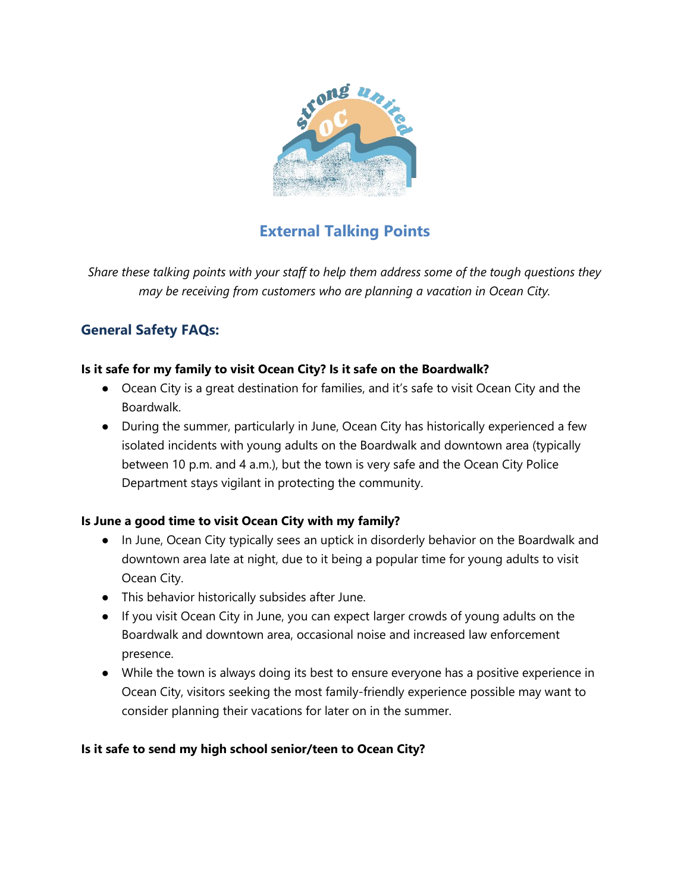## External Talking Points

*Share these talking points with your staff to help them address some of the tough questions they may be receiving from customers who are planning a vacation in Ocean City.*

### General Safety FAQs:

**Is it safe for my family to visit Ocean City? Is it safe on the Boardwalk?**

- Ocean City is a great destination for families, and it's safe to visit Ocean City and the Boardwalk.
- During the summer, particularly in June, Ocean City has historically experienced a few isolated incidents with young adults on the Boardwalk and downtown area (typically between 10 p.m. and 4 a.m.), but the town is very safe and the Ocean City Police Department stays vigilant in protecting the community.

**Is June a good time to visit Ocean City with my family?**

- In June, Ocean City typically sees an uptick in disorderly behavior on the Boardwalk and downtown area late at night, due to it being a popular time for young adults to visit Ocean City.
- This behavior historically subsides after June.
- If you visit Ocean City in June, you can expect larger crowds of young adults on the Boardwalk and downtown area, occasional noise and increased law enforcement presence.
- While the town is always doing its best to ensure everyone has a positive experience in Ocean City, visitors seeking the most family-friendly experience possible may want to consider planning their vacations for later on in the summer.

**Is it safe to send my high school senior/teen to Ocean City?**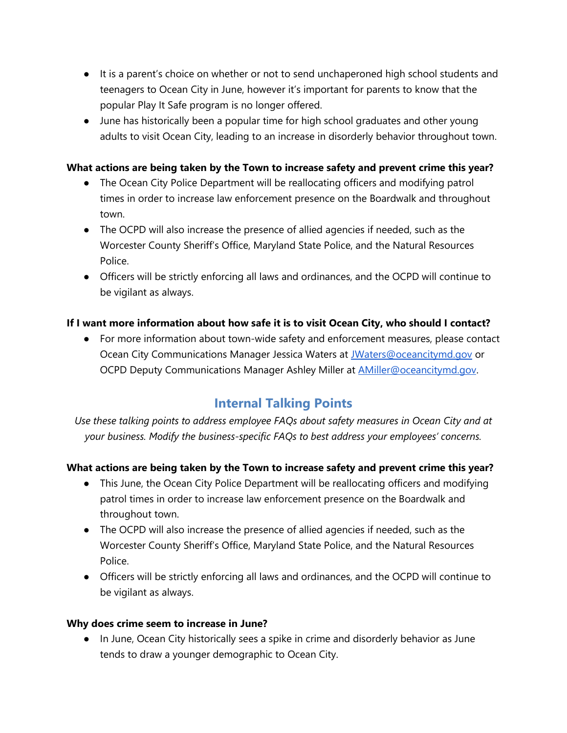- It is a parent's choice on whether or not to send unchaperoned high school students and teenagers to Ocean City in June, however it's important for parents to know that the popular Play It Safe program is no longer offered.
- June has historically been a popular time for high school graduates and other young adults to visit Ocean City, leading to an increase in disorderly behavior throughout town.

**What actions are being taken by the Town to increase safety and prevent crime this year?**

- The Ocean City Police Department will be reallocating officers and modifying patrol times in order to increase law enforcement presence on the Boardwalk and throughout town.
- The OCPD will also increase the presence of allied agencies if needed, such as the Worcester County Sheriff's Office, Maryland State Police, and the Natural Resources Police.
- Officers will be strictly enforcing all laws and ordinances, and the OCPD will continue to be vigilant as always.

**If I want more information about how safe it is to visit Ocean City, who should I contact?**

- For more information about town-wide safety and enforcement measures, please contact Ocean City Communications Manager Jessica Waters at [JWaters@oceancitymd.gov](mailto:JWaters@oceancitymd.gov) or OCPD Deputy Communications Manager Ashley Miller at [AMiller@oceancitymd.gov](mailto:AMiller@oceancitymd.gov).

## Internal Talking Points

*Use these talking points to address employee FAQs about safety measures in Ocean City and at your business. Modify the business-specific FAQs to best address your employees' concerns.*

**What actions are being taken by the Town to increase safety and prevent crime this year?**

- This June, the Ocean City Police Department will be reallocating officers and modifying patrol times in order to increase law enforcement presence on the Boardwalk and throughout town.
- The OCPD will also increase the presence of allied agencies if needed, such as the Worcester County Sheriff's Office, Maryland State Police, and the Natural Resources Police.
- Officers will be strictly enforcing all laws and ordinances, and the OCPD will continue to be vigilant as always.

**Why does crime seem to increase in June?**

- In June, Ocean City historically sees a spike in crime and disorderly behavior as June tends to draw a younger demographic to Ocean City.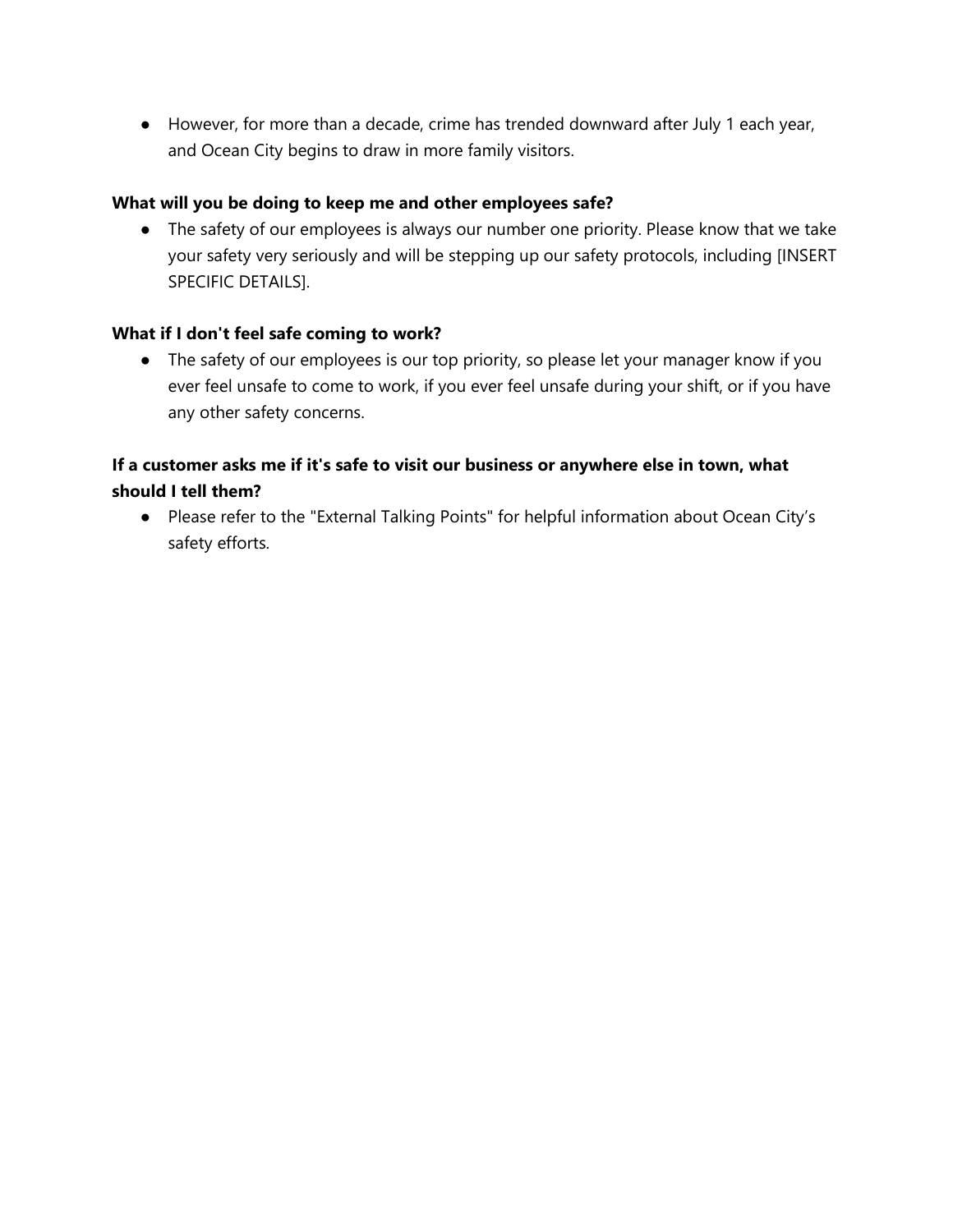- However, for more than a decade, crime has trended downward after July 1 each year, and Ocean City begins to draw in more family visitors.

**What will you be doing to keep me and other employees safe?**

- The safety of our employees is always our number one priority. Please know that we take your safety very seriously and will be stepping up our safety protocols, including [INSERT SPECIFIC DETAILS].

**What if I don't feel safe coming to work?**

- The safety of our employees is our top priority, so please let your manager know if you ever feel unsafe to come to work, if you ever feel unsafe during your shift, or if you have any other safety concerns.

**If a customer asks me if it's safe to visit our business or anywhere else in town, what should I tell them?**

- Please refer to the "External Talking Points" for helpful information about Ocean City's safety efforts.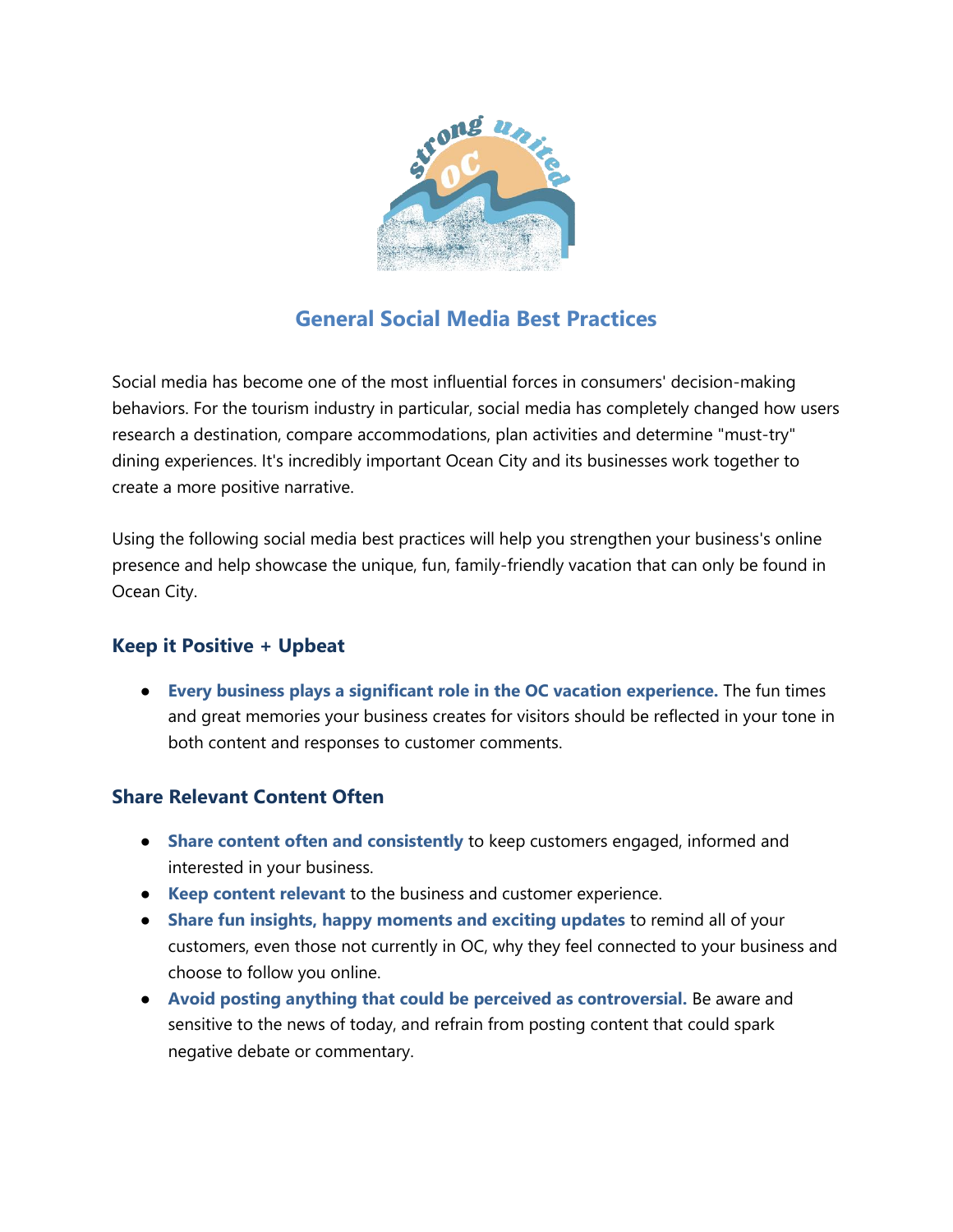## General Social Media Best Practices

Social media has become one of the most influential forces in consumers' decision-making behaviors. For the tourism industry in particular, social media has completely changed how users research a destination, compare accommodations, plan activities and determine "must-try" dining experiences. It's incredibly important Ocean City and its businesses work together to create a more positive narrative.

Using the following social media best practices will help you strengthen your business's online presence and help showcase the unique, fun, family-friendly vacation that can only be found in Ocean City.

### Keep it Positive + Upbeat

- **Every business plays a significant role in the OC vacation experience.** The fun times and great memories your business creates for visitors should be reflected in your tone in both content and responses to customer comments.

### Share Relevant Content Often

- **Share content often and consistently** to keep customers engaged, informed and interested in your business.
- **Keep content relevant** to the business and customer experience.
- **Share fun insights, happy moments and exciting updates** to remind all of your customers, even those not currently in OC, why they feel connected to your business and choose to follow you online.
- **Avoid posting anything that could be perceived as controversial.** Be aware and sensitive to the news of today, and refrain from posting content that could spark negative debate or commentary.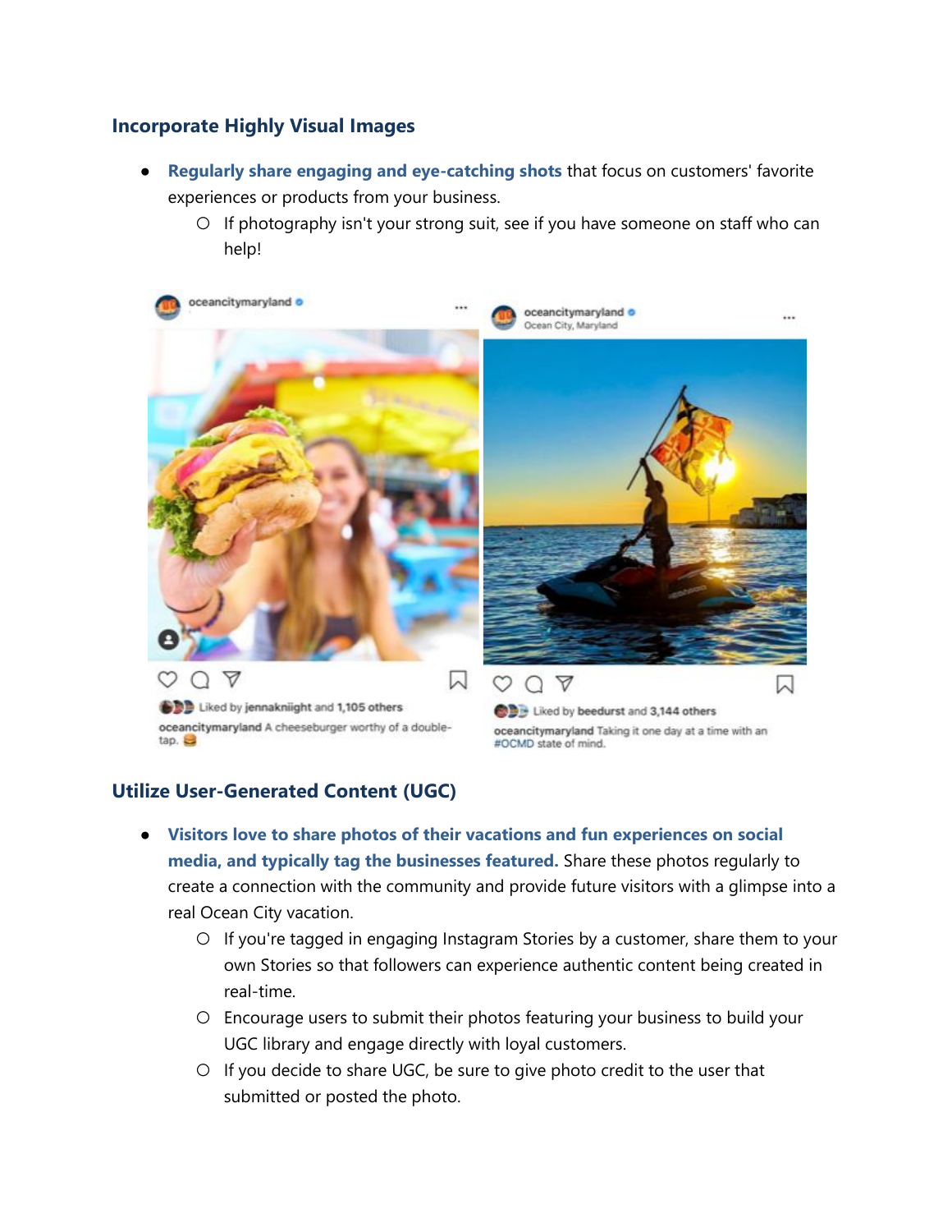## Incorporate Highly Visual Images

- **Regularly share engaging and eye-catching shots** that focus on customers' favorite experiences or products from your business.
  - If photography isn't your strong suit, see if you have someone on staff who can help!

## Utilize User-Generated Content (UGC)

- **Visitors love to share photos of their vacations and fun experiences on social media, and typically tag the businesses featured.** Share these photos regularly to create a connection with the community and provide future visitors with a glimpse into a real Ocean City vacation.
  - If you're tagged in engaging Instagram Stories by a customer, share them to your own Stories so that followers can experience authentic content being created in real-time.
  - Encourage users to submit their photos featuring your business to build your UGC library and engage directly with loyal customers.
  - If you decide to share UGC, be sure to give photo credit to the user that submitted or posted the photo.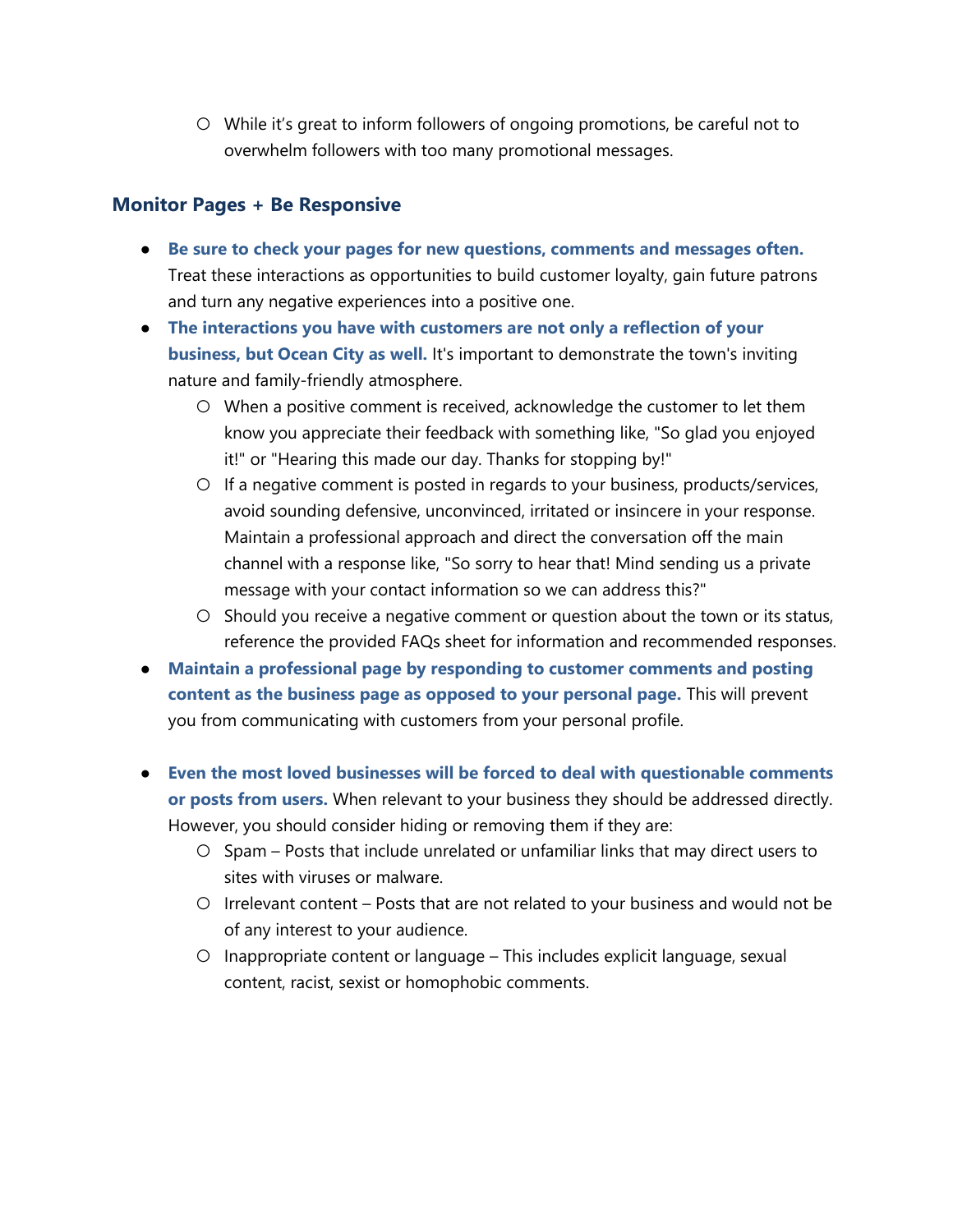- While it's great to inform followers of ongoing promotions, be careful not to overwhelm followers with too many promotional messages.

### Monitor Pages + Be Responsive

- **Be sure to check your pages for new questions, comments and messages often.** Treat these interactions as opportunities to build customer loyalty, gain future patrons and turn any negative experiences into a positive one.
- **The interactions you have with customers are not only a reflection of your business, but Ocean City as well.** It's important to demonstrate the town's inviting nature and family-friendly atmosphere.
  - When a positive comment is received, acknowledge the customer to let them know you appreciate their feedback with something like, "So glad you enjoyed it!" or "Hearing this made our day. Thanks for stopping by!"
  - If a negative comment is posted in regards to your business, products/services, avoid sounding defensive, unconvinced, irritated or insincere in your response. Maintain a professional approach and direct the conversation off the main channel with a response like, "So sorry to hear that! Mind sending us a private message with your contact information so we can address this?"
  - Should you receive a negative comment or question about the town or its status, reference the provided FAQs sheet for information and recommended responses.
- **Maintain a professional page by responding to customer comments and posting content as the business page as opposed to your personal page.** This will prevent you from communicating with customers from your personal profile.
- **Even the most loved businesses will be forced to deal with questionable comments or posts from users.** When relevant to your business they should be addressed directly. However, you should consider hiding or removing them if they are:
  - Spam – Posts that include unrelated or unfamiliar links that may direct users to sites with viruses or malware.
  - Irrelevant content – Posts that are not related to your business and would not be of any interest to your audience.
  - Inappropriate content or language – This includes explicit language, sexual content, racist, sexist or homophobic comments.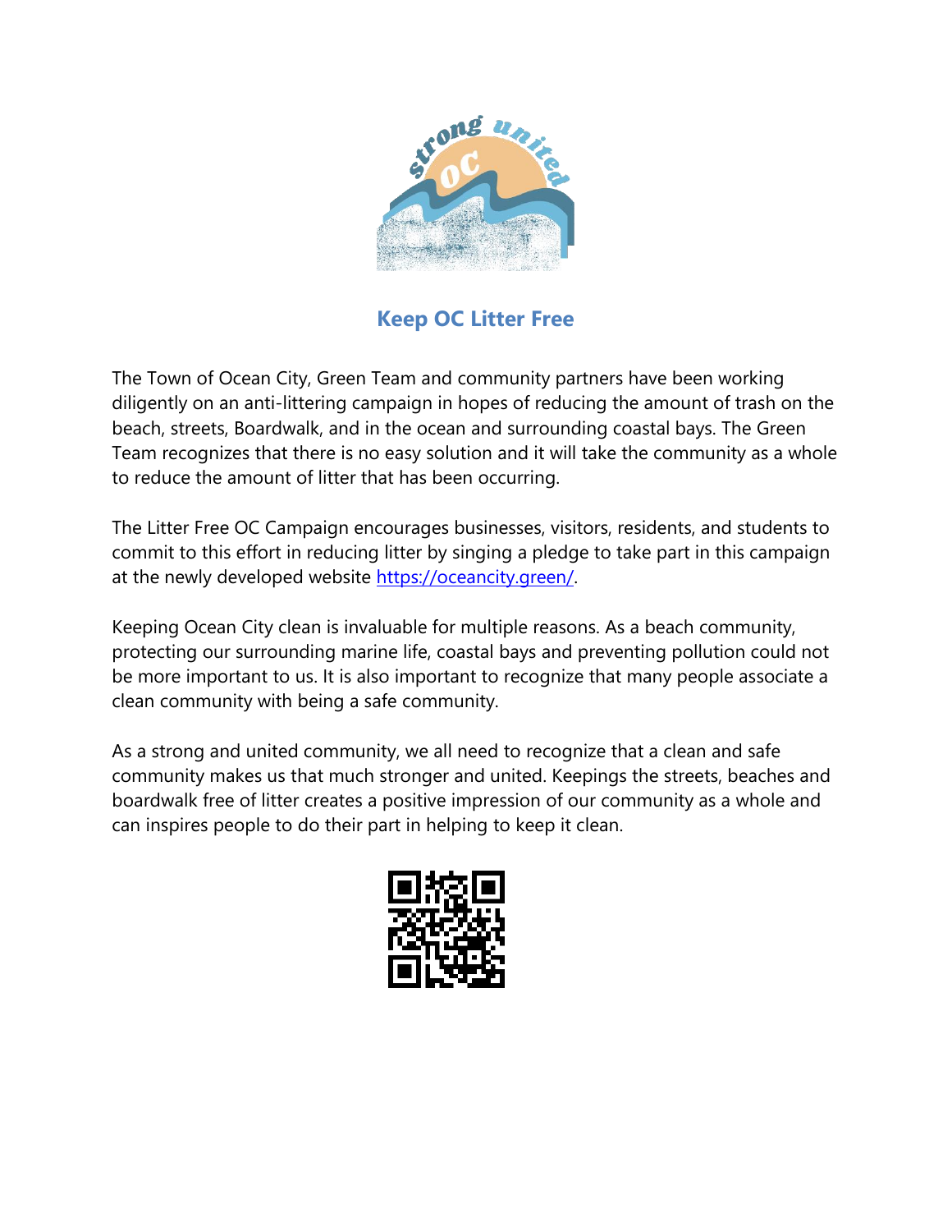## Keep OC Litter Free

The Town of Ocean City, Green Team and community partners have been working diligently on an anti-littering campaign in hopes of reducing the amount of trash on the beach, streets, Boardwalk, and in the ocean and surrounding coastal bays. The Green Team recognizes that there is no easy solution and it will take the community as a whole to reduce the amount of litter that has been occurring.

The Litter Free OC Campaign encourages businesses, visitors, residents, and students to commit to this effort in reducing litter by singing a pledge to take part in this campaign at the newly developed website https://oceancity.green/.

Keeping Ocean City clean is invaluable for multiple reasons. As a beach community, protecting our surrounding marine life, coastal bays and preventing pollution could not be more important to us. It is also important to recognize that many people associate a clean community with being a safe community.

As a strong and united community, we all need to recognize that a clean and safe community makes us that much stronger and united. Keepings the streets, beaches and boardwalk free of litter creates a positive impression of our community as a whole and can inspires people to do their part in helping to keep it clean.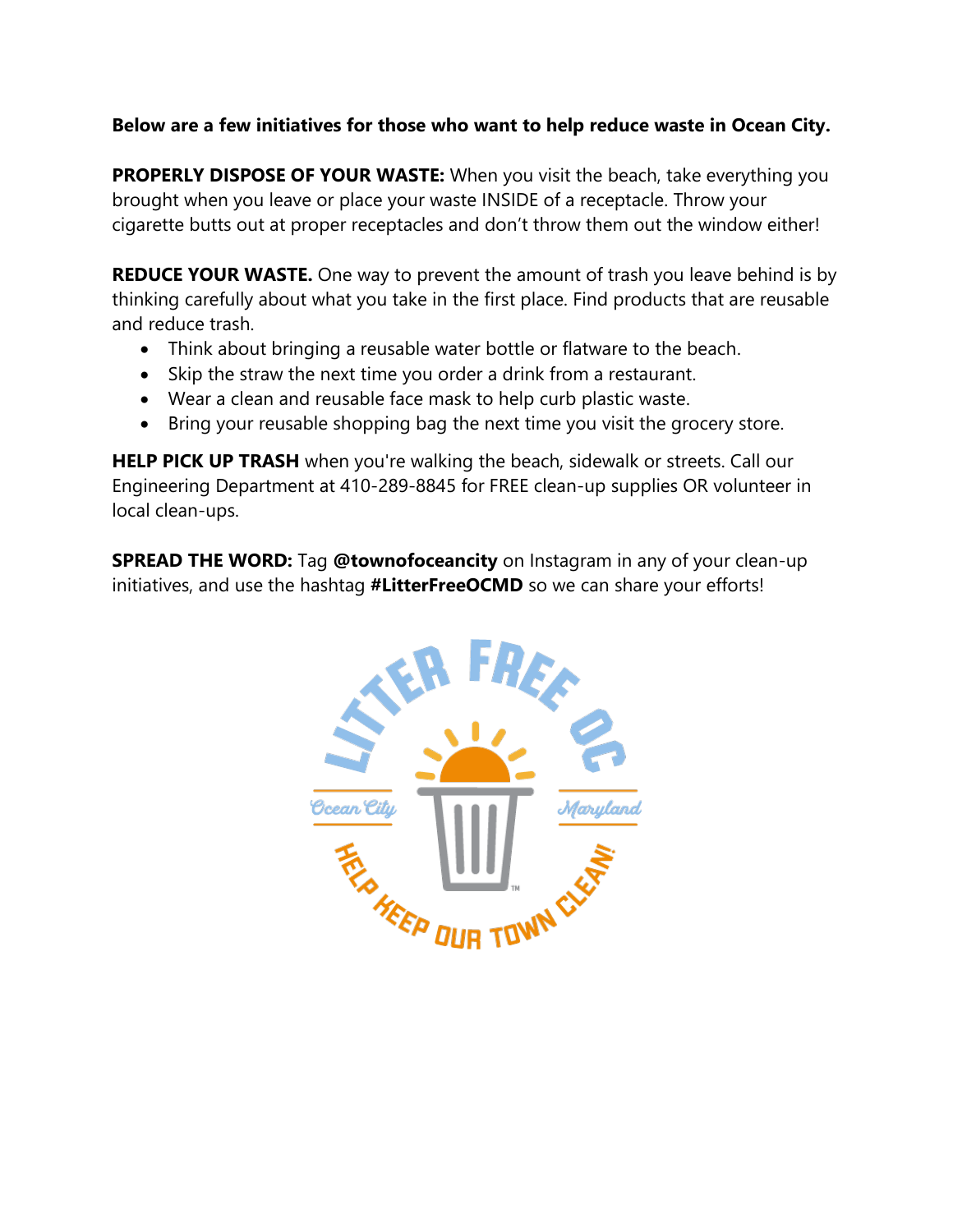**Below are a few initiatives for those who want to help reduce waste in Ocean City.**

**PROPERLY DISPOSE OF YOUR WASTE:** When you visit the beach, take everything you brought when you leave or place your waste INSIDE of a receptacle. Throw your cigarette butts out at proper receptacles and don't throw them out the window either!

**REDUCE YOUR WASTE.** One way to prevent the amount of trash you leave behind is by thinking carefully about what you take in the first place. Find products that are reusable and reduce trash.

- Think about bringing a reusable water bottle or flatware to the beach.
- Skip the straw the next time you order a drink from a restaurant.
- Wear a clean and reusable face mask to help curb plastic waste.
- Bring your reusable shopping bag the next time you visit the grocery store.

**HELP PICK UP TRASH** when you're walking the beach, sidewalk or streets. Call our Engineering Department at 410-289-8845 for FREE clean-up supplies OR volunteer in local clean-ups.

**SPREAD THE WORD:** Tag **@townofoceancity** on Instagram in any of your clean-up initiatives, and use the hashtag **#LitterFreeOCMD** so we can share your efforts!

LITTER FREE OC

Ocean City Maryland

HELP KEEP OUR TOWN CLEAN!™